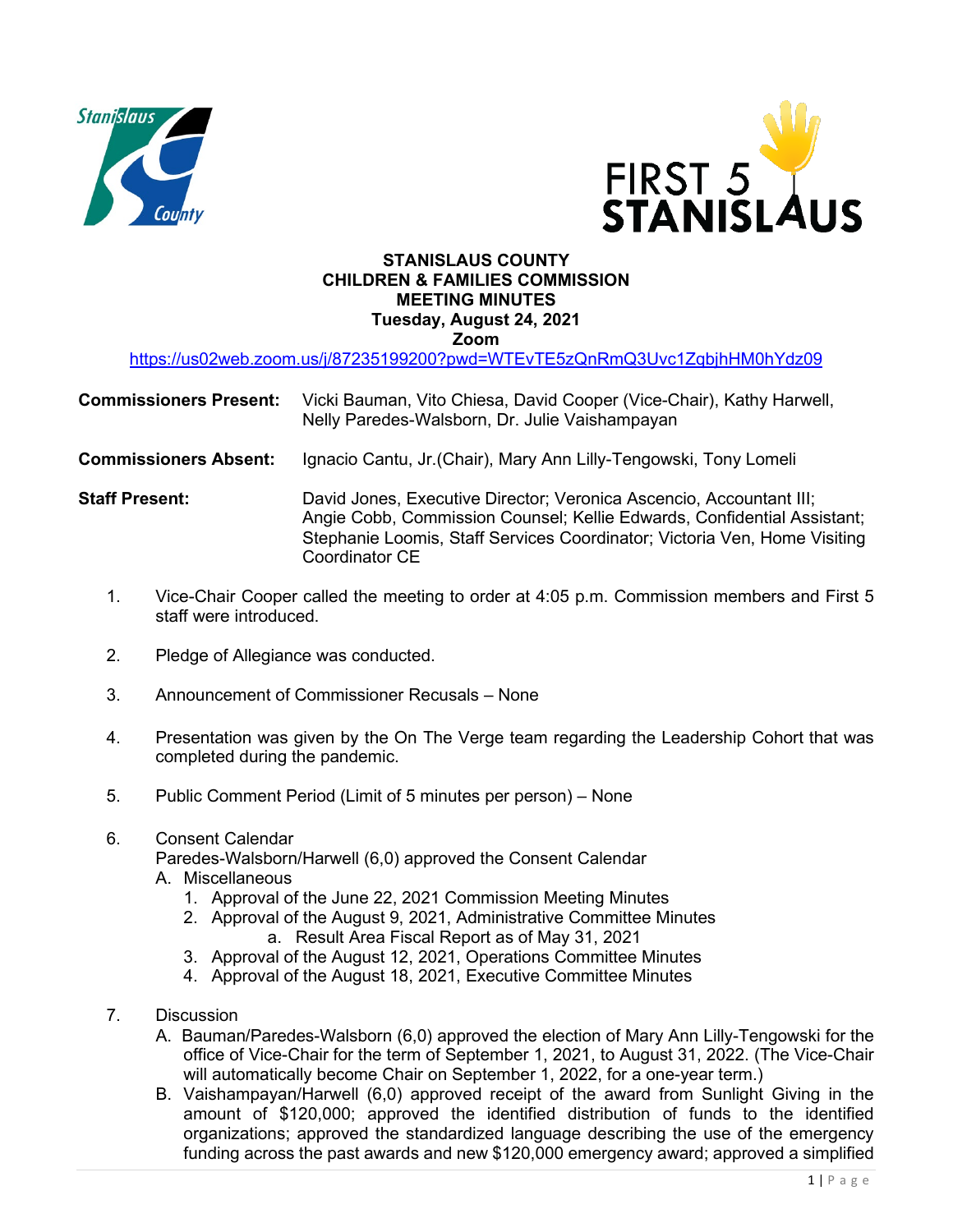**STANISLAUS COUNTY**
**CHILDREN & FAMILIES COMMISSION**
**MEETING MINUTES**
**Tuesday, August 24, 2021**
**Zoom**

https://us02web.zoom.us/j/87235199200?pwd=WTEvTE5zQnRmQ3Uvc1ZqbjhHM0hYdz09

**Commissioners Present:** Vicki Bauman, Vito Chiesa, David Cooper (Vice-Chair), Kathy Harwell, Nelly Paredes-Walsborn, Dr. Julie Vaishampayan

**Commissioners Absent:** Ignacio Cantu, Jr.(Chair), Mary Ann Lilly-Tengowski, Tony Lomeli

**Staff Present:** David Jones, Executive Director; Veronica Ascencio, Accountant III; Angie Cobb, Commission Counsel; Kellie Edwards, Confidential Assistant; Stephanie Loomis, Staff Services Coordinator; Victoria Ven, Home Visiting Coordinator CE

1. Vice-Chair Cooper called the meeting to order at 4:05 p.m. Commission members and First 5 staff were introduced.

2. Pledge of Allegiance was conducted.

3. Announcement of Commissioner Recusals – None

4. Presentation was given by the On The Verge team regarding the Leadership Cohort that was completed during the pandemic.

5. Public Comment Period (Limit of 5 minutes per person) – None

6. Consent Calendar
   Paredes-Walsborn/Harwell (6,0) approved the Consent Calendar
   A. Miscellaneous
      1. Approval of the June 22, 2021 Commission Meeting Minutes
      2. Approval of the August 9, 2021, Administrative Committee Minutes
         a. Result Area Fiscal Report as of May 31, 2021
      3. Approval of the August 12, 2021, Operations Committee Minutes
      4. Approval of the August 18, 2021, Executive Committee Minutes

7. Discussion
   A. Bauman/Paredes-Walsborn (6,0) approved the election of Mary Ann Lilly-Tengowski for the office of Vice-Chair for the term of September 1, 2021, to August 31, 2022. (The Vice-Chair will automatically become Chair on September 1, 2022, for a one-year term.)
   B. Vaishampayan/Harwell (6,0) approved receipt of the award from Sunlight Giving in the amount of $120,000; approved the identified distribution of funds to the identified organizations; approved the standardized language describing the use of the emergency funding across the past awards and new $120,000 emergency award; approved a simplified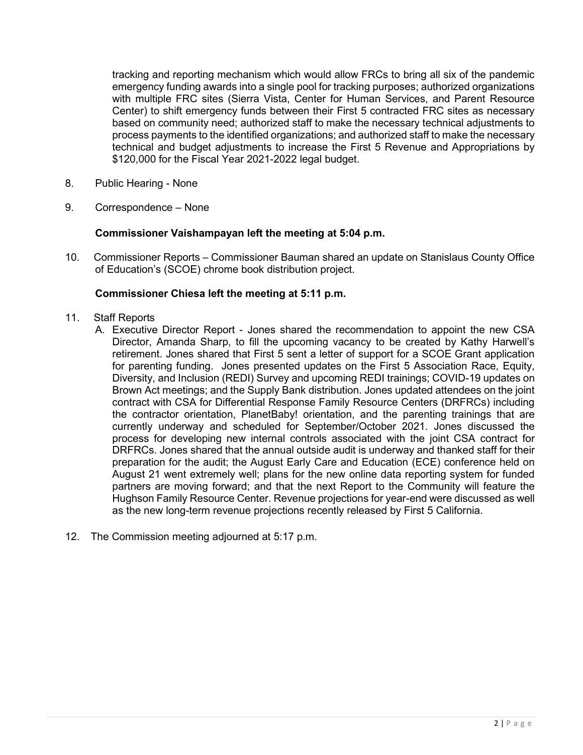tracking and reporting mechanism which would allow FRCs to bring all six of the pandemic emergency funding awards into a single pool for tracking purposes; authorized organizations with multiple FRC sites (Sierra Vista, Center for Human Services, and Parent Resource Center) to shift emergency funds between their First 5 contracted FRC sites as necessary based on community need; authorized staff to make the necessary technical adjustments to process payments to the identified organizations; and authorized staff to make the necessary technical and budget adjustments to increase the First 5 Revenue and Appropriations by $120,000 for the Fiscal Year 2021-2022 legal budget.

8. Public Hearing - None

9. Correspondence – None

**Commissioner Vaishampayan left the meeting at 5:04 p.m.**

10. Commissioner Reports – Commissioner Bauman shared an update on Stanislaus County Office of Education's (SCOE) chrome book distribution project.

**Commissioner Chiesa left the meeting at 5:11 p.m.**

11. Staff Reports
    A. Executive Director Report - Jones shared the recommendation to appoint the new CSA Director, Amanda Sharp, to fill the upcoming vacancy to be created by Kathy Harwell's retirement. Jones shared that First 5 sent a letter of support for a SCOE Grant application for parenting funding. Jones presented updates on the First 5 Association Race, Equity, Diversity, and Inclusion (REDI) Survey and upcoming REDI trainings; COVID-19 updates on Brown Act meetings; and the Supply Bank distribution. Jones updated attendees on the joint contract with CSA for Differential Response Family Resource Centers (DRFRCs) including the contractor orientation, PlanetBaby! orientation, and the parenting trainings that are currently underway and scheduled for September/October 2021. Jones discussed the process for developing new internal controls associated with the joint CSA contract for DRFRCs. Jones shared that the annual outside audit is underway and thanked staff for their preparation for the audit; the August Early Care and Education (ECE) conference held on August 21 went extremely well; plans for the new online data reporting system for funded partners are moving forward; and that the next Report to the Community will feature the Hughson Family Resource Center. Revenue projections for year-end were discussed as well as the new long-term revenue projections recently released by First 5 California.

12. The Commission meeting adjourned at 5:17 p.m.